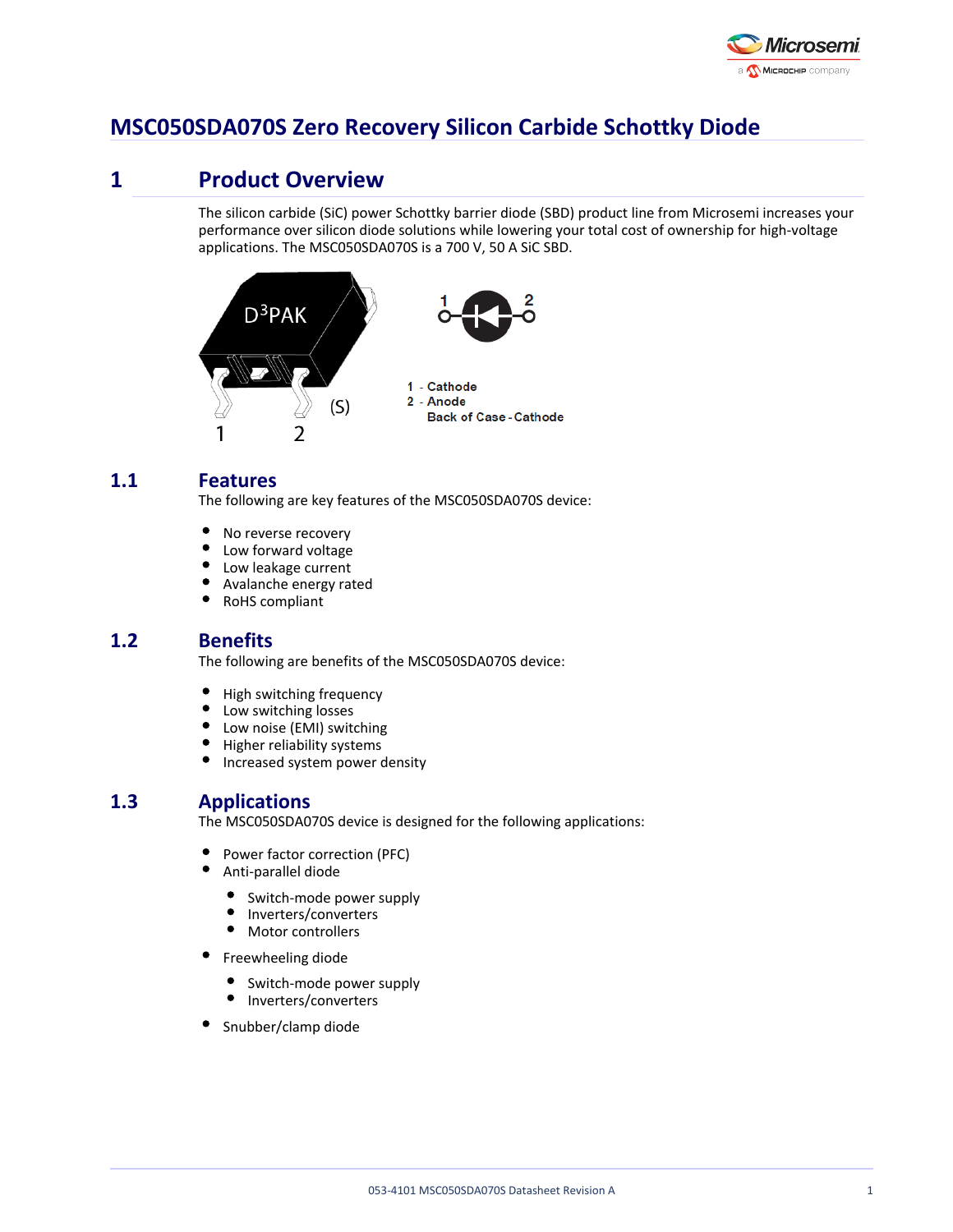# MSC050SDA070S Zero Recovery Silicon Carbide Schottky Diode

## 1 Product Overview

The silicon carbide (SiC) power Schottky barrier diode (SBD) product line from Microsemi increases your performance over silicon diode solutions while lowering your total cost of ownership for high-voltage applications. The MSC050SDA070S is a 700 V, 50 A SiC SBD.

D[3]PAK

1 2 (S)

1 - Cathode
2 - Anode
Back of Case - Cathode

### 1.1 Features

The following are key features of the MSC050SDA070S device:

- No reverse recovery
- Low forward voltage
- Low leakage current
- Avalanche energy rated
- RoHS compliant

### 1.2 Benefits

The following are benefits of the MSC050SDA070S device:

- High switching frequency
- Low switching losses
- Low noise (EMI) switching
- Higher reliability systems
- Increased system power density

### 1.3 Applications

The MSC050SDA070S device is designed for the following applications:

- Power factor correction (PFC)
- Anti-parallel diode
  - Switch-mode power supply
  - Inverters/converters
  - Motor controllers
- Freewheeling diode
  - Switch-mode power supply
  - Inverters/converters
- Snubber/clamp diode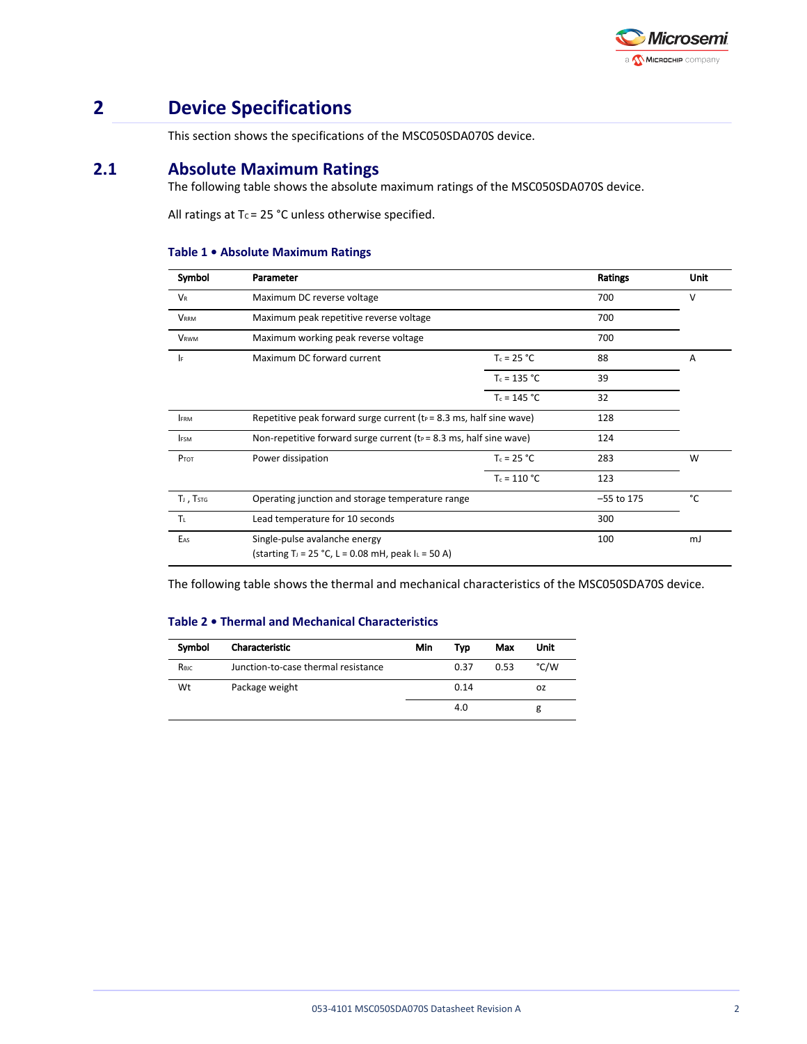# 2 Device Specifications

This section shows the specifications of the MSC050SDA070S device.

## 2.1 Absolute Maximum Ratings

The following table shows the absolute maximum ratings of the MSC050SDA070S device.

All ratings at $T_C$ = 25 °C unless otherwise specified.

**Table 1 • Absolute Maximum Ratings**

| Symbol | Parameter | | Ratings | Unit |
|---|---|---|---|---|
| $V_R$ | Maximum DC reverse voltage | | 700 | V |
| $V_{RRM}$ | Maximum peak repetitive reverse voltage | | 700 | |
| $V_{RWM}$ | Maximum working peak reverse voltage | | 700 | |
| $I_F$ | Maximum DC forward current | $T_c$ = 25 °C | 88 | A |
| | | $T_c$ = 135 °C | 39 | |
| | | $T_c$ = 145 °C | 32 | |
| $I_{FRM}$ | Repetitive peak forward surge current ($t_P$ = 8.3 ms, half sine wave) | | 128 | |
| $I_{FSM}$ | Non-repetitive forward surge current ($t_P$ = 8.3 ms, half sine wave) | | 124 | |
| $P_{TOT}$ | Power dissipation | $T_c$ = 25 °C | 283 | W |
| | | $T_c$ = 110 °C | 123 | |
| $T_J$ , $T_{STG}$ | Operating junction and storage temperature range | | –55 to 175 | °C |
| $T_L$ | Lead temperature for 10 seconds | | 300 | |
| $E_{AS}$ | Single-pulse avalanche energy (starting $T_J$ = 25 °C, L = 0.08 mH, peak $I_L$ = 50 A) | | 100 | mJ |

The following table shows the thermal and mechanical characteristics of the MSC050SDA70S device.

**Table 2 • Thermal and Mechanical Characteristics**

| Symbol | Characteristic | Min | Typ | Max | Unit |
|---|---|---|---|---|---|
| $R_{θJC}$ | Junction-to-case thermal resistance | | 0.37 | 0.53 | °C/W |
| Wt | Package weight | | 0.14 | | oz |
| | | | 4.0 | | g |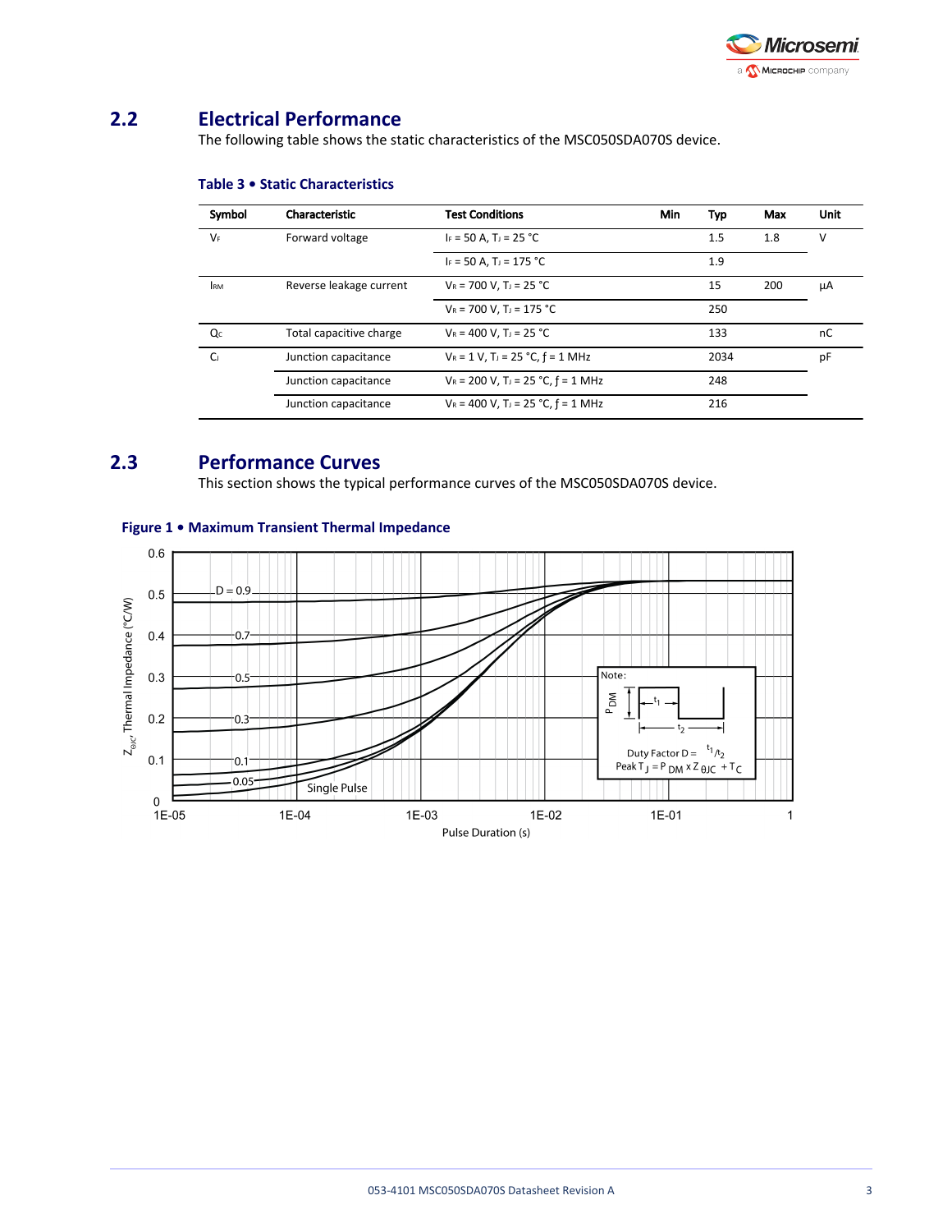## 2.2 Electrical Performance

The following table shows the static characteristics of the MSC050SDA070S device.

**Table 3 • Static Characteristics**

| Symbol | Characteristic | Test Conditions | Min | Typ | Max | Unit |
|---|---|---|---|---|---|---|
| $V_F$ | Forward voltage | $I_F$ = 50 A, $T_J$ = 25 °C | | 1.5 | 1.8 | V |
| | | $I_F$ = 50 A, $T_J$ = 175 °C | | 1.9 | | |
| $I_{RM}$ | Reverse leakage current | $V_R$ = 700 V, $T_J$ = 25 °C | | 15 | 200 | µA |
| | | $V_R$ = 700 V, $T_J$ = 175 °C | | 250 | | |
| $Q_C$ | Total capacitive charge | $V_R$ = 400 V, $T_J$ = 25 °C | | 133 | | nC |
| $C_J$ | Junction capacitance | $V_R$ = 1 V, $T_J$ = 25 °C, ƒ = 1 MHz | | 2034 | | pF |
| | Junction capacitance | $V_R$ = 200 V, $T_J$ = 25 °C, ƒ = 1 MHz | | 248 | | |
| | Junction capacitance | $V_R$ = 400 V, $T_J$ = 25 °C, ƒ = 1 MHz | | 216 | | |

## 2.3 Performance Curves

This section shows the typical performance curves of the MSC050SDA070S device.

**Figure 1 • Maximum Transient Thermal Impedance**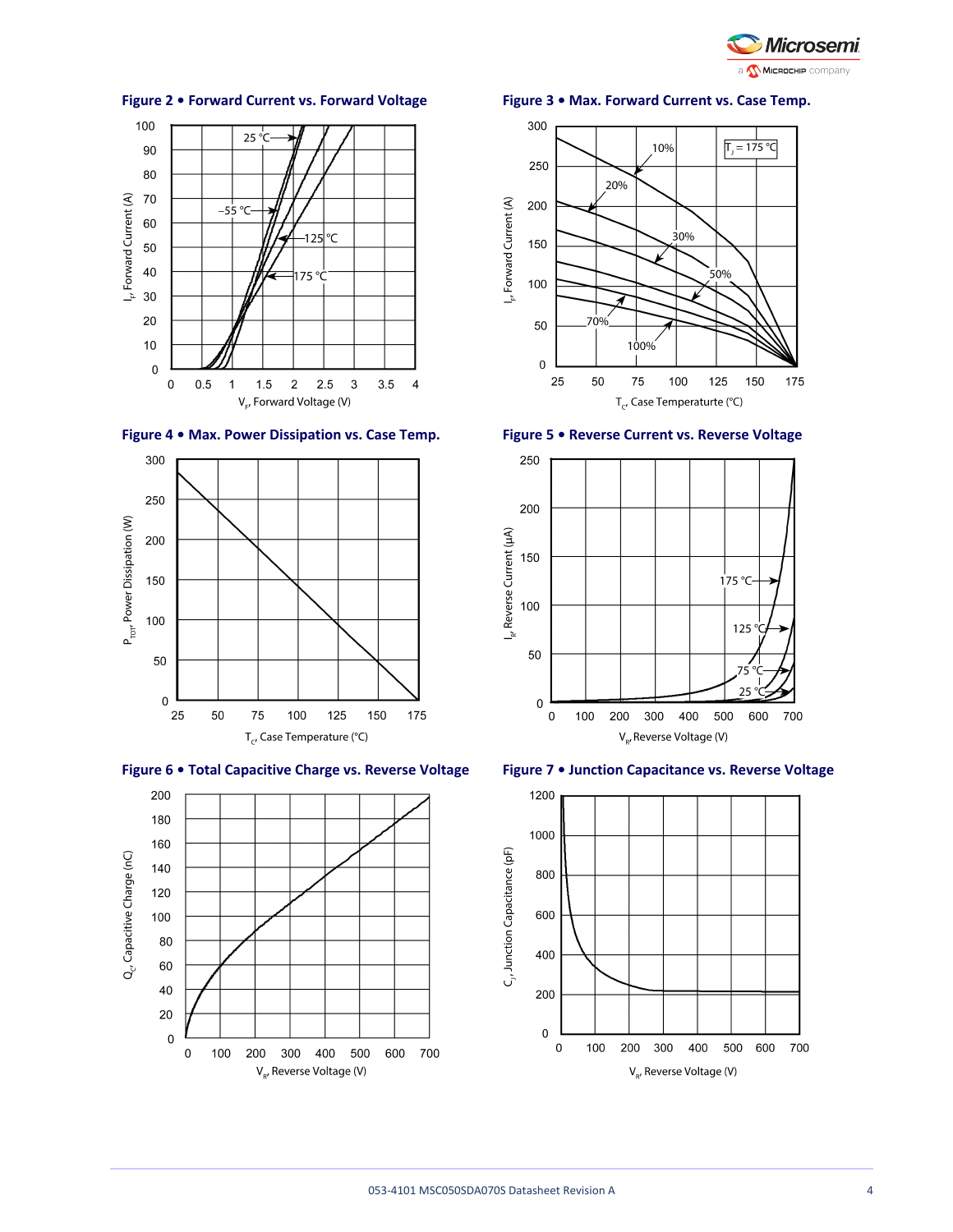**Figure 2 • Forward Current vs. Forward Voltage**

**Figure 3 • Max. Forward Current vs. Case Temp.**

**Figure 4 • Max. Power Dissipation vs. Case Temp.**

**Figure 5 • Reverse Current vs. Reverse Voltage**

**Figure 6 • Total Capacitive Charge vs. Reverse Voltage**

**Figure 7 • Junction Capacitance vs. Reverse Voltage**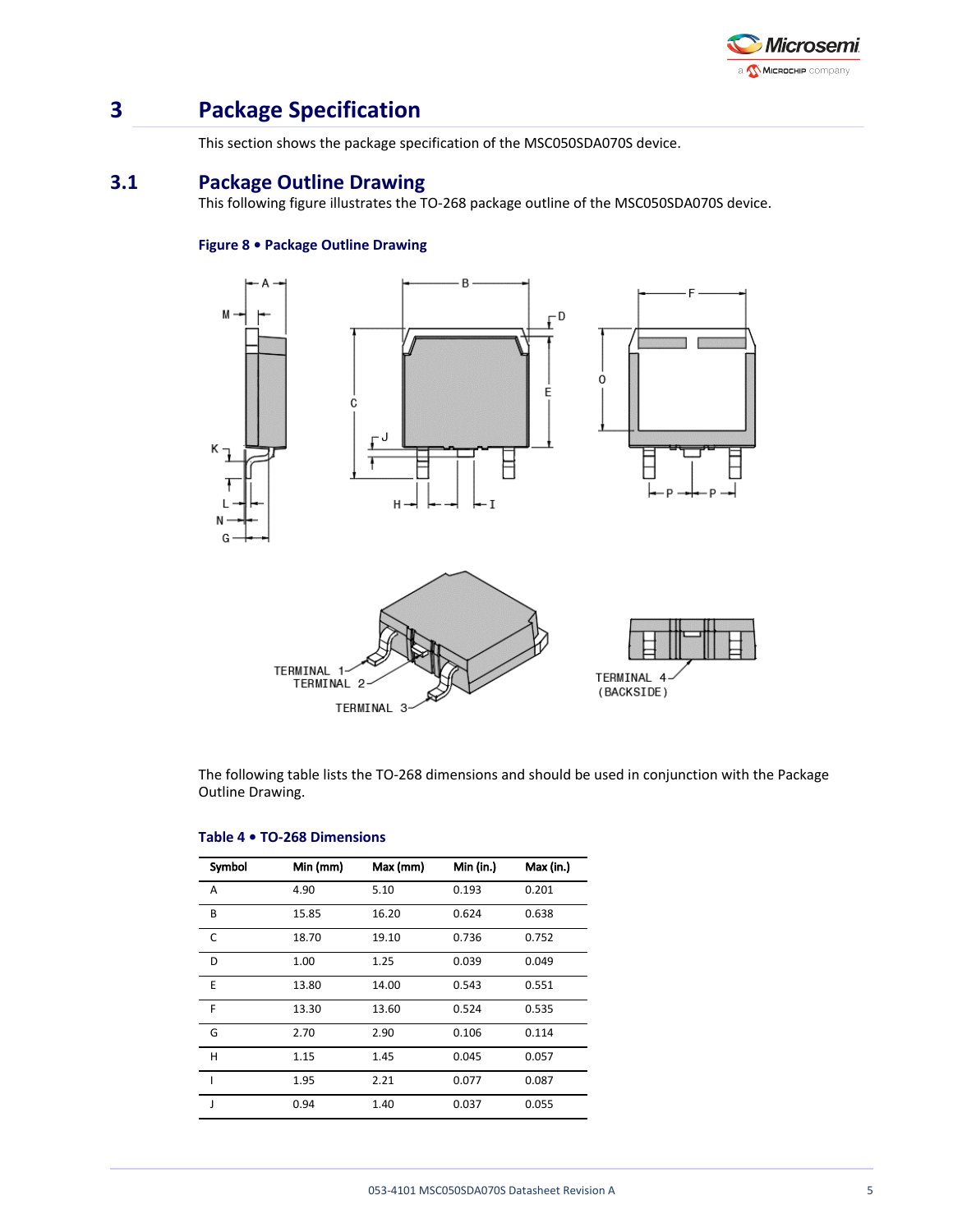# 3 Package Specification

This section shows the package specification of the MSC050SDA070S device.

## 3.1 Package Outline Drawing

This following figure illustrates the TO-268 package outline of the MSC050SDA070S device.

**Figure 8 • Package Outline Drawing**

The following table lists the TO-268 dimensions and should be used in conjunction with the Package Outline Drawing.

**Table 4 • TO-268 Dimensions**

| Symbol | Min (mm) | Max (mm) | Min (in.) | Max (in.) |
|---|---|---|---|---|
| A | 4.90 | 5.10 | 0.193 | 0.201 |
| B | 15.85 | 16.20 | 0.624 | 0.638 |
| C | 18.70 | 19.10 | 0.736 | 0.752 |
| D | 1.00 | 1.25 | 0.039 | 0.049 |
| E | 13.80 | 14.00 | 0.543 | 0.551 |
| F | 13.30 | 13.60 | 0.524 | 0.535 |
| G | 2.70 | 2.90 | 0.106 | 0.114 |
| H | 1.15 | 1.45 | 0.045 | 0.057 |
| I | 1.95 | 2.21 | 0.077 | 0.087 |
| J | 0.94 | 1.40 | 0.037 | 0.055 |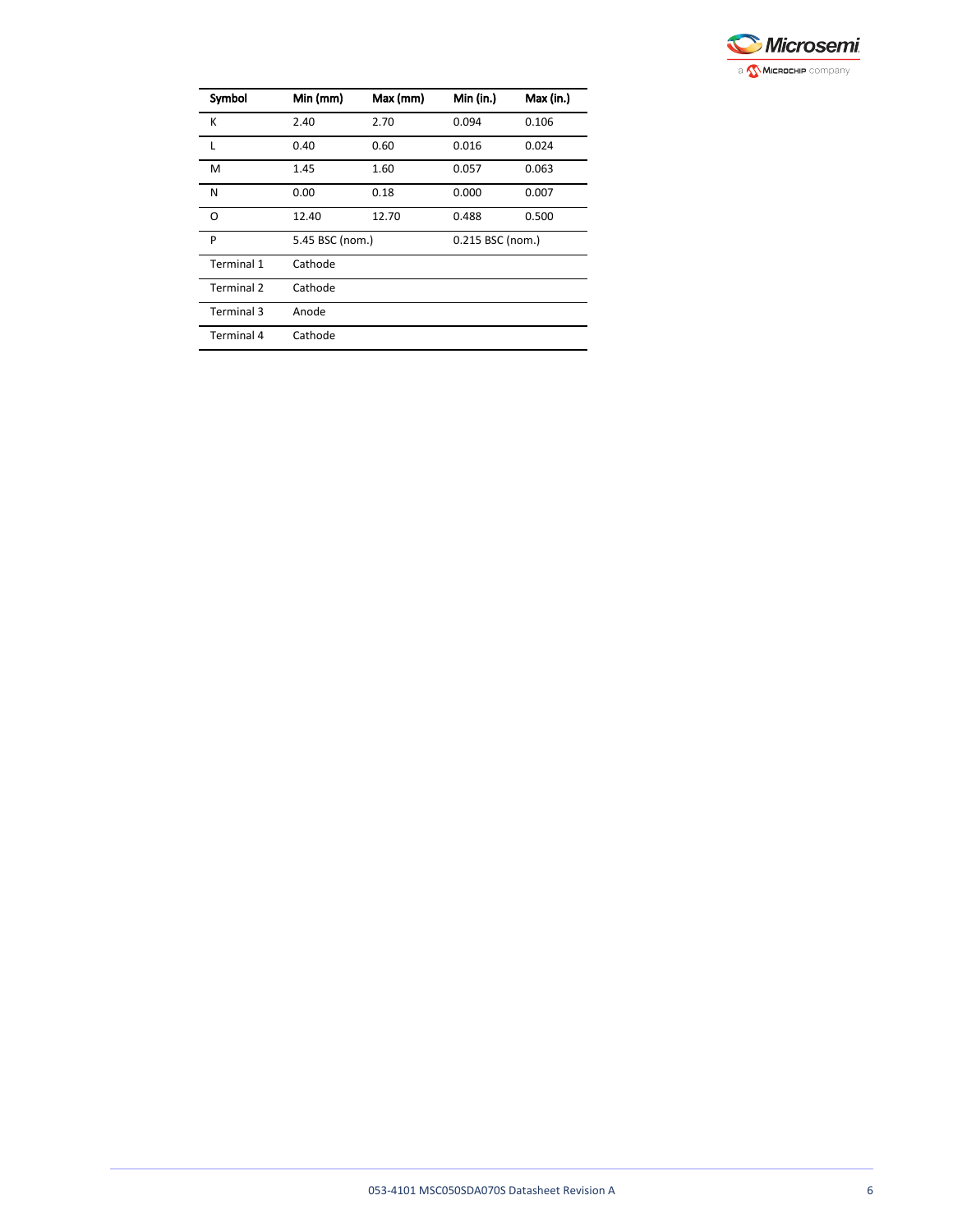| Symbol | Min (mm) | Max (mm) | Min (in.) | Max (in.) |
| --- | --- | --- | --- | --- |
| K | 2.40 | 2.70 | 0.094 | 0.106 |
| L | 0.40 | 0.60 | 0.016 | 0.024 |
| M | 1.45 | 1.60 | 0.057 | 0.063 |
| N | 0.00 | 0.18 | 0.000 | 0.007 |
| O | 12.40 | 12.70 | 0.488 | 0.500 |
| P | 5.45 BSC (nom.) | | 0.215 BSC (nom.) | |
| Terminal 1 | Cathode | | | |
| Terminal 2 | Cathode | | | |
| Terminal 3 | Anode | | | |
| Terminal 4 | Cathode | | | |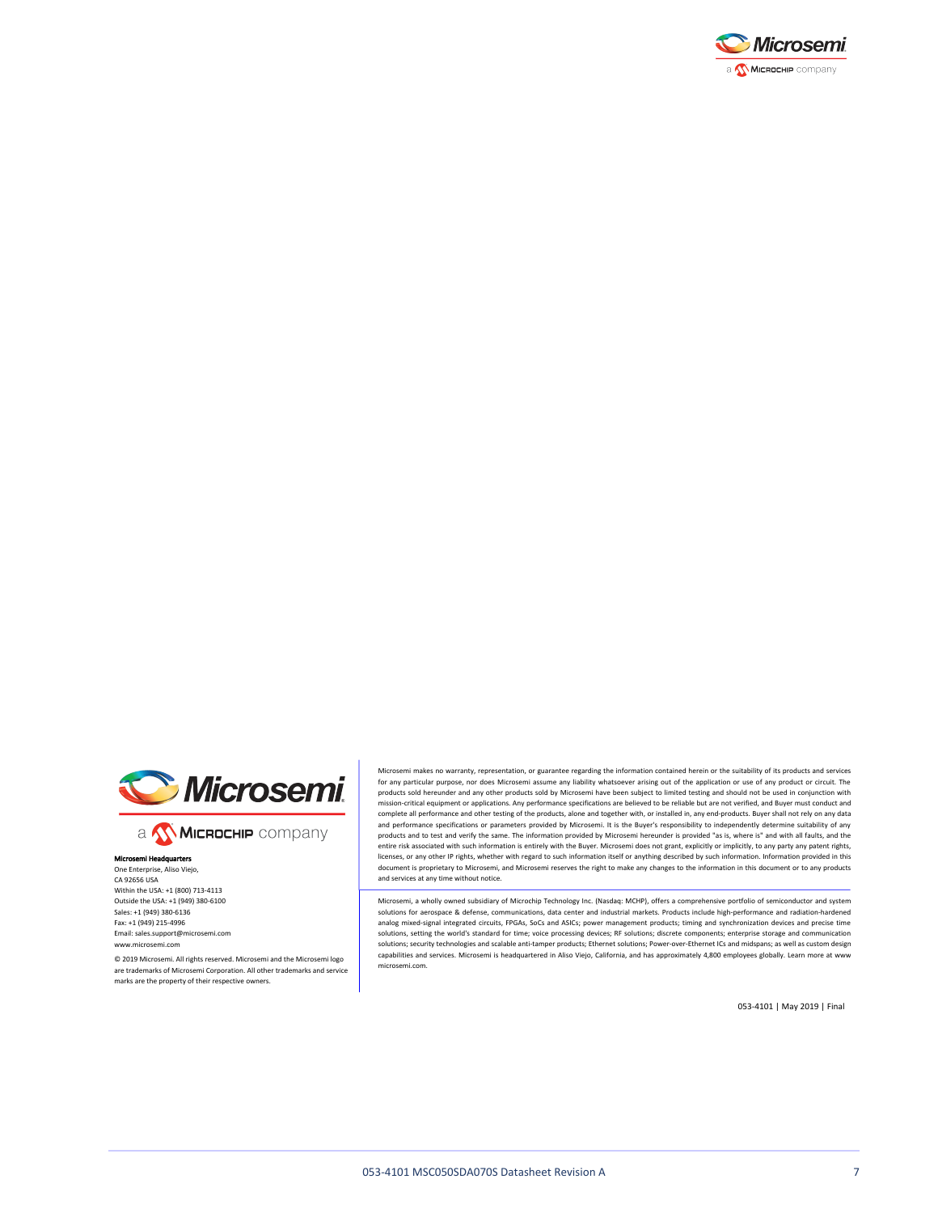**Microsemi Headquarters**
One Enterprise, Aliso Viejo,
CA 92656 USA
Within the USA: +1 (800) 713-4113
Outside the USA: +1 (949) 380-6100
Sales: +1 (949) 380-6136
Fax: +1 (949) 215-4996
Email: sales.support@microsemi.com
www.microsemi.com

© 2019 Microsemi. All rights reserved. Microsemi and the Microsemi logo are trademarks of Microsemi Corporation. All other trademarks and service marks are the property of their respective owners.

Microsemi makes no warranty, representation, or guarantee regarding the information contained herein or the suitability of its products and services for any particular purpose, nor does Microsemi assume any liability whatsoever arising out of the application or use of any product or circuit. The products sold hereunder and any other products sold by Microsemi have been subject to limited testing and should not be used in conjunction with mission-critical equipment or applications. Any performance specifications are believed to be reliable but are not verified, and Buyer must conduct and complete all performance and other testing of the products, alone and together with, or installed in, any end-products. Buyer shall not rely on any data and performance specifications or parameters provided by Microsemi. It is the Buyer's responsibility to independently determine suitability of any products and to test and verify the same. The information provided by Microsemi hereunder is provided "as is, where is" and with all faults, and the entire risk associated with such information is entirely with the Buyer. Microsemi does not grant, explicitly or implicitly, to any party any patent rights, licenses, or any other IP rights, whether with regard to such information itself or anything described by such information. Information provided in this document is proprietary to Microsemi, and Microsemi reserves the right to make any changes to the information in this document or to any products and services at any time without notice.

Microsemi, a wholly owned subsidiary of Microchip Technology Inc. (Nasdaq: MCHP), offers a comprehensive portfolio of semiconductor and system solutions for aerospace & defense, communications, data center and industrial markets. Products include high-performance and radiation-hardened analog mixed-signal integrated circuits, FPGAs, SoCs and ASICs; power management products; timing and synchronization devices and precise time solutions, setting the world's standard for time; voice processing devices; RF solutions; discrete components; enterprise storage and communication solutions; security technologies and scalable anti-tamper products; Ethernet solutions; Power-over-Ethernet ICs and midspans; as well as custom design capabilities and services. Microsemi is headquartered in Aliso Viejo, California, and has approximately 4,800 employees globally. Learn more at www microsemi.com.

053-4101 | May 2019 | Final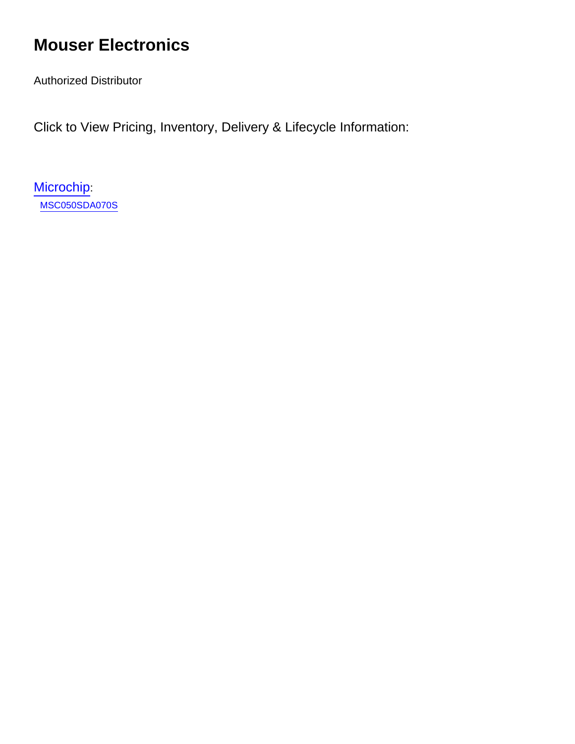# Mouser Electronics

Authorized Distributor

Click to View Pricing, Inventory, Delivery & Lifecycle Information:

Microchip:

MSC050SDA070S